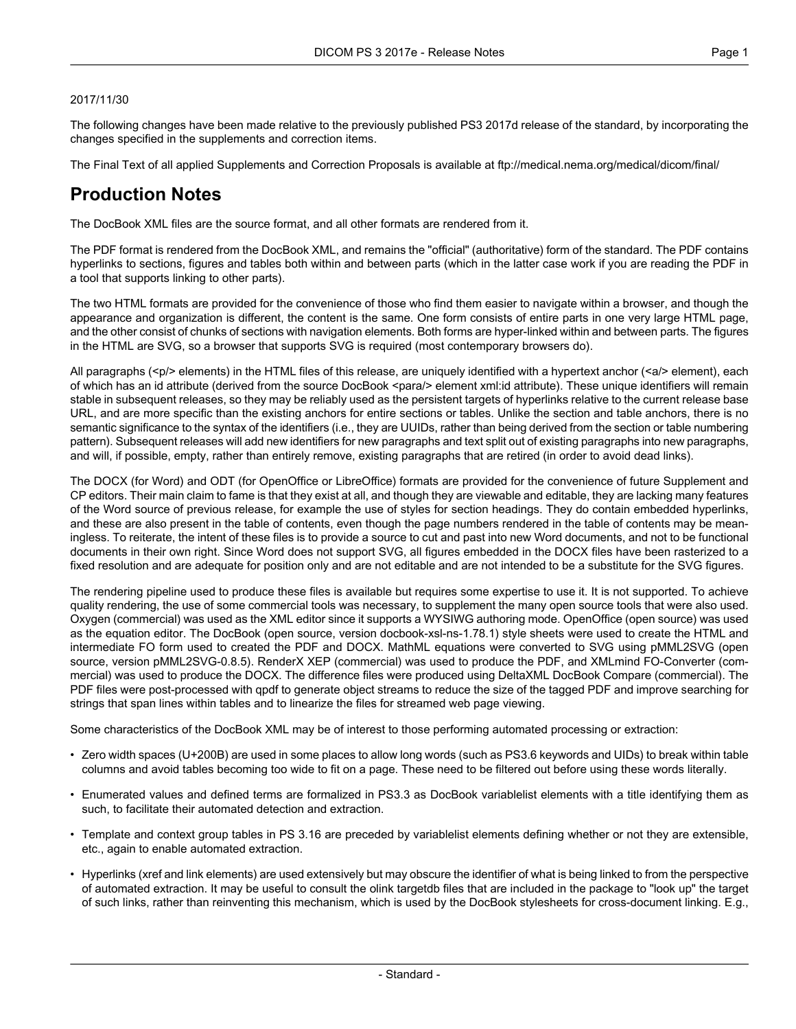2017/11/30

The following changes have been made relative to the previously published PS3 2017d release of the standard, by incorporating the changes specified in the supplements and correction items.

The Final Text of all applied Supplements and Correction Proposals is available at ftp://medical.nema.org/medical/dicom/final/

# Production Notes

The DocBook XML files are the source format, and all other formats are rendered from it.

The PDF format is rendered from the DocBook XML, and remains the "official" (authoritative) form of the standard. The PDF contains hyperlinks to sections, figures and tables both within and between parts (which in the latter case work if you are reading the PDF in a tool that supports linking to other parts).

The two HTML formats are provided for the convenience of those who find them easier to navigate within a browser, and though the appearance and organization is different, the content is the same. One form consists of entire parts in one very large HTML page, and the other consist of chunks of sections with navigation elements. Both forms are hyper-linked within and between parts. The figures in the HTML are SVG, so a browser that supports SVG is required (most contemporary browsers do).

All paragraphs (<p/> elements) in the HTML files of this release, are uniquely identified with a hypertext anchor (<a/> element), each of which has an id attribute (derived from the source DocBook <para/> element xml:id attribute). These unique identifiers will remain stable in subsequent releases, so they may be reliably used as the persistent targets of hyperlinks relative to the current release base URL, and are more specific than the existing anchors for entire sections or tables. Unlike the section and table anchors, there is no semantic significance to the syntax of the identifiers (i.e., they are UUIDs, rather than being derived from the section or table numbering pattern). Subsequent releases will add new identifiers for new paragraphs and text split out of existing paragraphs into new paragraphs, and will, if possible, empty, rather than entirely remove, existing paragraphs that are retired (in order to avoid dead links).

The DOCX (for Word) and ODT (for OpenOffice or LibreOffice) formats are provided for the convenience of future Supplement and CP editors. Their main claim to fame is that they exist at all, and though they are viewable and editable, they are lacking many features of the Word source of previous release, for example the use of styles for section headings. They do contain embedded hyperlinks, and these are also present in the table of contents, even though the page numbers rendered in the table of contents may be meaningless. To reiterate, the intent of these files is to provide a source to cut and past into new Word documents, and not to be functional documents in their own right. Since Word does not support SVG, all figures embedded in the DOCX files have been rasterized to a fixed resolution and are adequate for position only and are not editable and are not intended to be a substitute for the SVG figures.

The rendering pipeline used to produce these files is available but requires some expertise to use it. It is not supported. To achieve quality rendering, the use of some commercial tools was necessary, to supplement the many open source tools that were also used. Oxygen (commercial) was used as the XML editor since it supports a WYSIWG authoring mode. OpenOffice (open source) was used as the equation editor. The DocBook (open source, version docbook-xsl-ns-1.78.1) style sheets were used to create the HTML and intermediate FO form used to created the PDF and DOCX. MathML equations were converted to SVG using pMML2SVG (open source, version pMML2SVG-0.8.5). RenderX XEP (commercial) was used to produce the PDF, and XMLmind FO-Converter (commercial) was used to produce the DOCX. The difference files were produced using DeltaXML DocBook Compare (commercial). The PDF files were post-processed with qpdf to generate object streams to reduce the size of the tagged PDF and improve searching for strings that span lines within tables and to linearize the files for streamed web page viewing.

Some characteristics of the DocBook XML may be of interest to those performing automated processing or extraction:

- Zero width spaces (U+200B) are used in some places to allow long words (such as PS3.6 keywords and UIDs) to break within table columns and avoid tables becoming too wide to fit on a page. These need to be filtered out before using these words literally.
- Enumerated values and defined terms are formalized in PS3.3 as DocBook variablelist elements with a title identifying them as such, to facilitate their automated detection and extraction.
- Template and context group tables in PS 3.16 are preceded by variablelist elements defining whether or not they are extensible, etc., again to enable automated extraction.
- Hyperlinks (xref and link elements) are used extensively but may obscure the identifier of what is being linked to from the perspective of automated extraction. It may be useful to consult the olink targetdb files that are included in the package to "look up" the target of such links, rather than reinventing this mechanism, which is used by the DocBook stylesheets for cross-document linking. E.g.,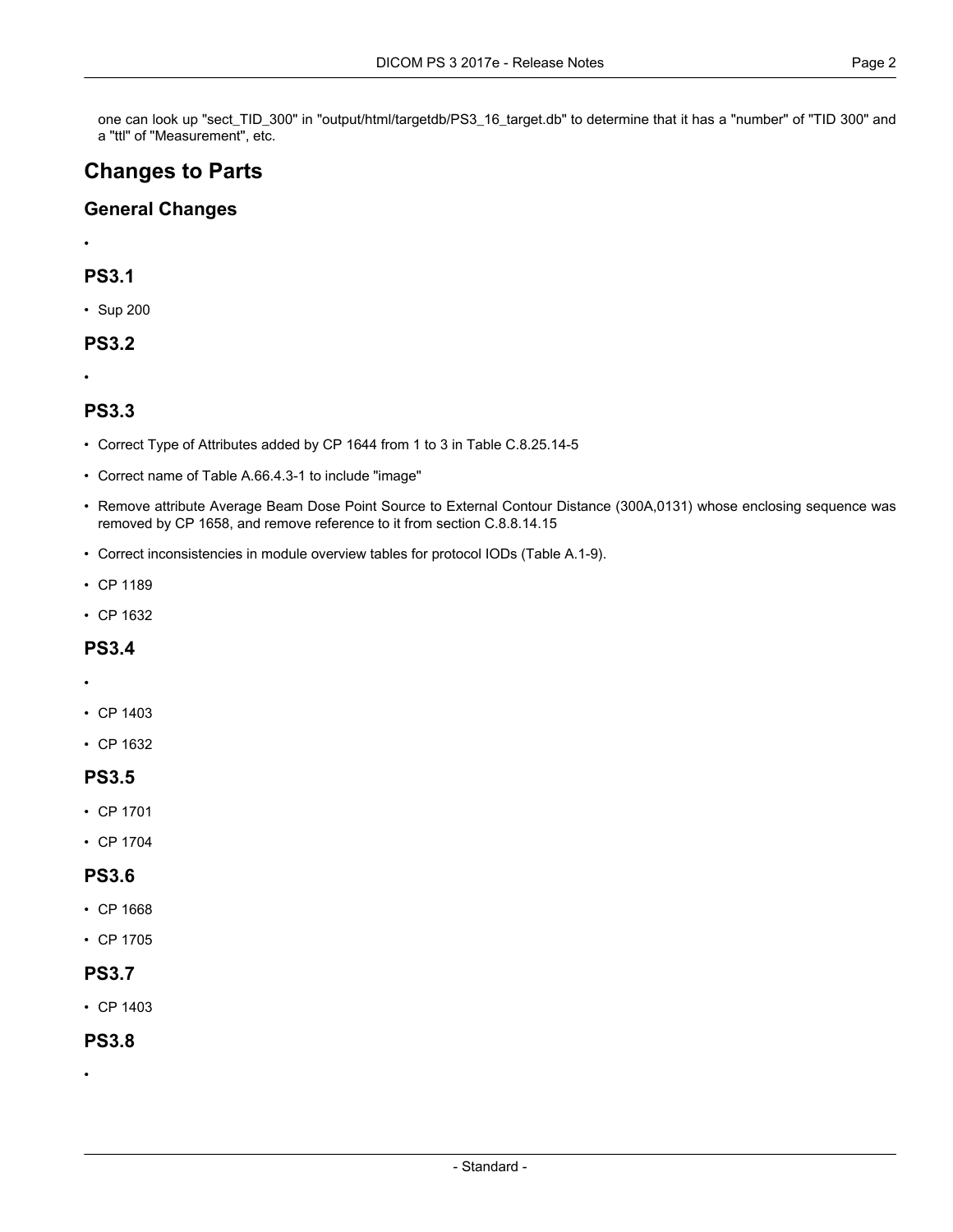one can look up "sect_TID_300" in "output/html/targetdb/PS3_16_target.db" to determine that it has a "number" of "TID 300" and a "ttl" of "Measurement", etc.

## Changes to Parts

### General Changes

- 

### PS3.1

- Sup 200

### PS3.2

- 

### PS3.3

- Correct Type of Attributes added by CP 1644 from 1 to 3 in Table C.8.25.14-5
- Correct name of Table A.66.4.3-1 to include "image"
- Remove attribute Average Beam Dose Point Source to External Contour Distance (300A,0131) whose enclosing sequence was removed by CP 1658, and remove reference to it from section C.8.8.14.15
- Correct inconsistencies in module overview tables for protocol IODs (Table A.1-9).
- CP 1189
- CP 1632

### PS3.4

- 
- CP 1403
- CP 1632

### PS3.5

- CP 1701
- CP 1704

### PS3.6

- CP 1668
- CP 1705

### PS3.7

- CP 1403

### PS3.8

-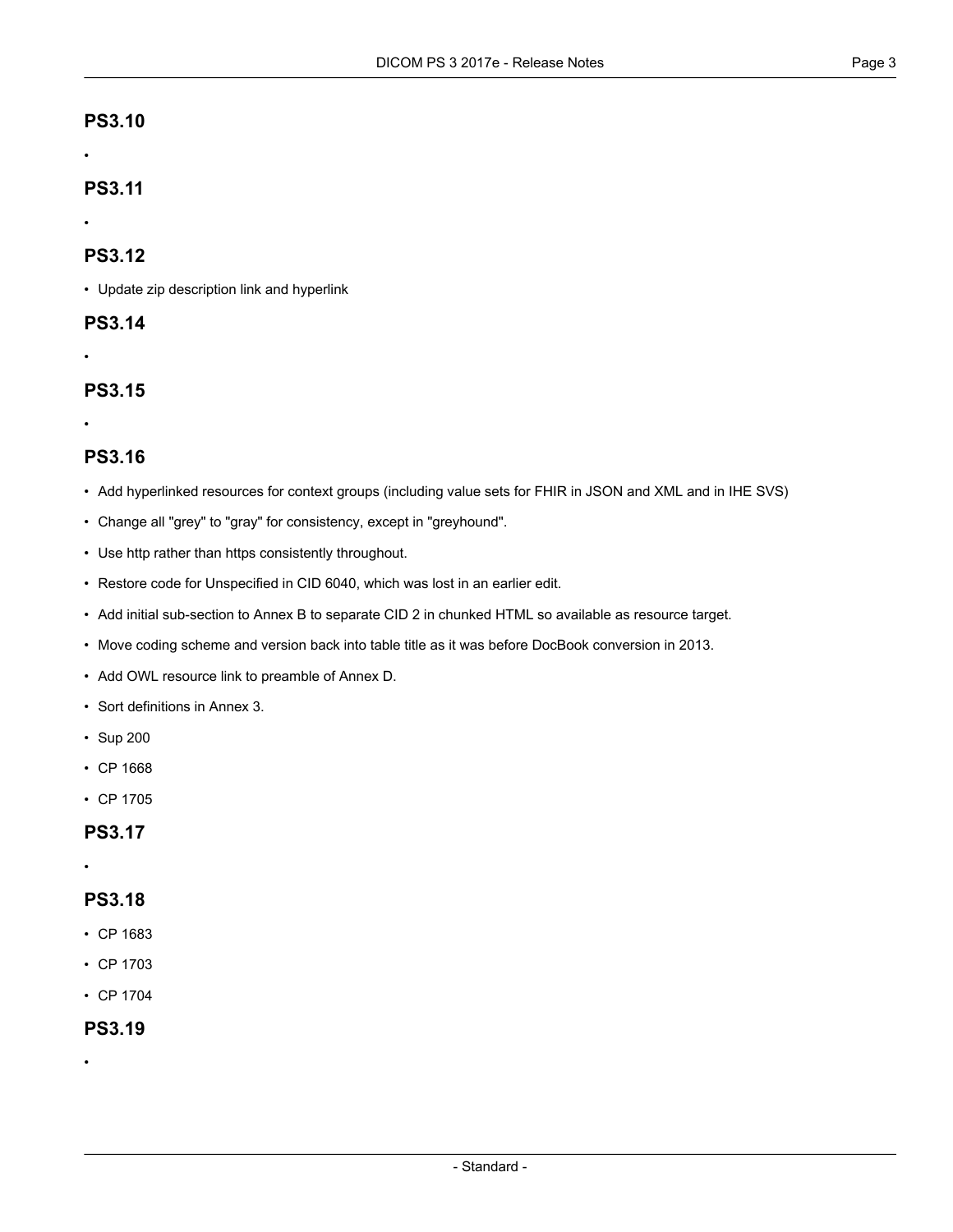## PS3.10

- 

## PS3.11

- 

## PS3.12

- Update zip description link and hyperlink

## PS3.14

- 

## PS3.15

- 

## PS3.16

- Add hyperlinked resources for context groups (including value sets for FHIR in JSON and XML and in IHE SVS)
- Change all "grey" to "gray" for consistency, except in "greyhound".
- Use http rather than https consistently throughout.
- Restore code for Unspecified in CID 6040, which was lost in an earlier edit.
- Add initial sub-section to Annex B to separate CID 2 in chunked HTML so available as resource target.
- Move coding scheme and version back into table title as it was before DocBook conversion in 2013.
- Add OWL resource link to preamble of Annex D.
- Sort definitions in Annex 3.
- Sup 200
- CP 1668
- CP 1705

## PS3.17

- 

## PS3.18

- CP 1683
- CP 1703
- CP 1704

## PS3.19

-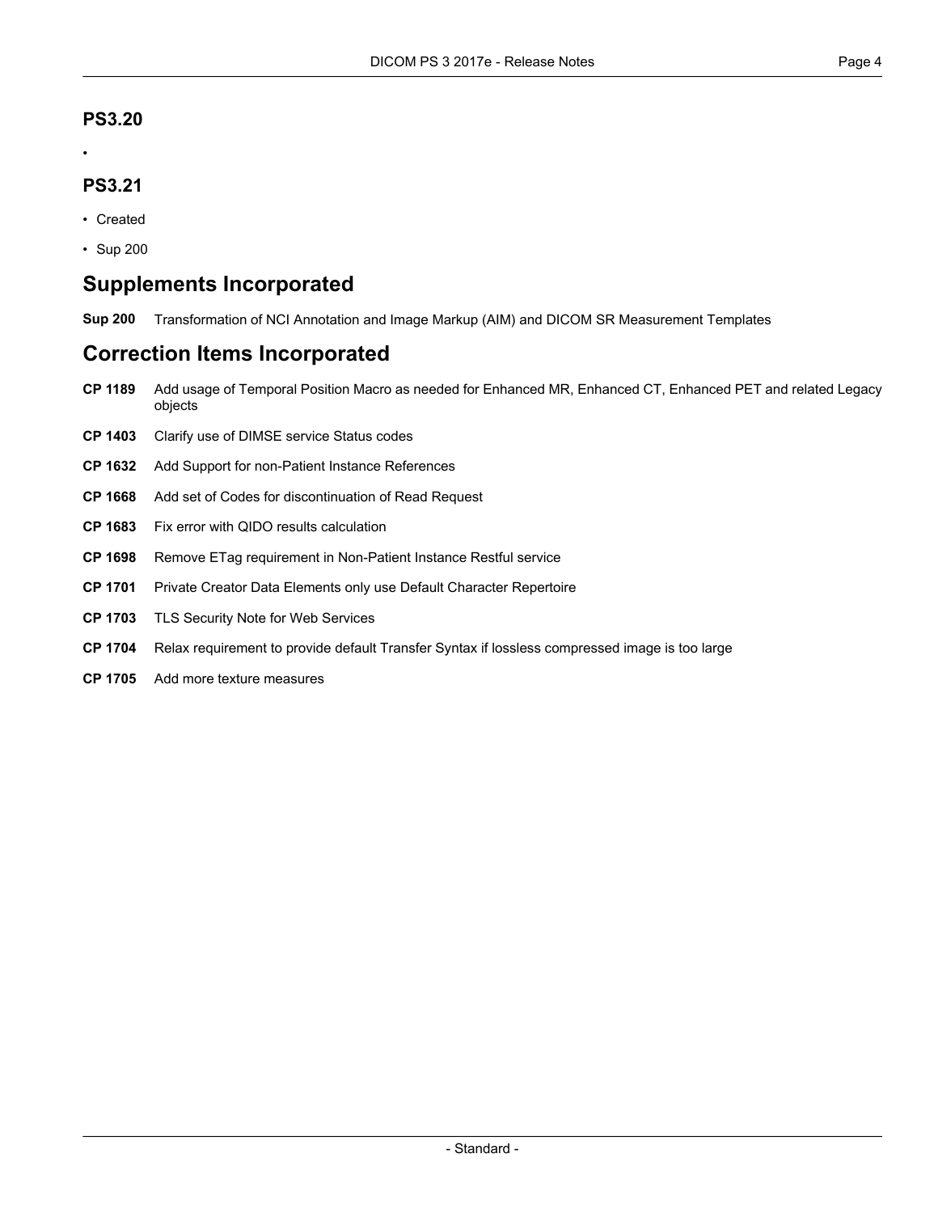### PS3.20

- 

### PS3.21

- Created
- Sup 200

## Supplements Incorporated

**Sup 200** Transformation of NCI Annotation and Image Markup (AIM) and DICOM SR Measurement Templates

## Correction Items Incorporated

**CP 1189** Add usage of Temporal Position Macro as needed for Enhanced MR, Enhanced CT, Enhanced PET and related Legacy objects

**CP 1403** Clarify use of DIMSE service Status codes

**CP 1632** Add Support for non-Patient Instance References

**CP 1668** Add set of Codes for discontinuation of Read Request

**CP 1683** Fix error with QIDO results calculation

**CP 1698** Remove ETag requirement in Non-Patient Instance Restful service

**CP 1701** Private Creator Data Elements only use Default Character Repertoire

**CP 1703** TLS Security Note for Web Services

**CP 1704** Relax requirement to provide default Transfer Syntax if lossless compressed image is too large

**CP 1705** Add more texture measures